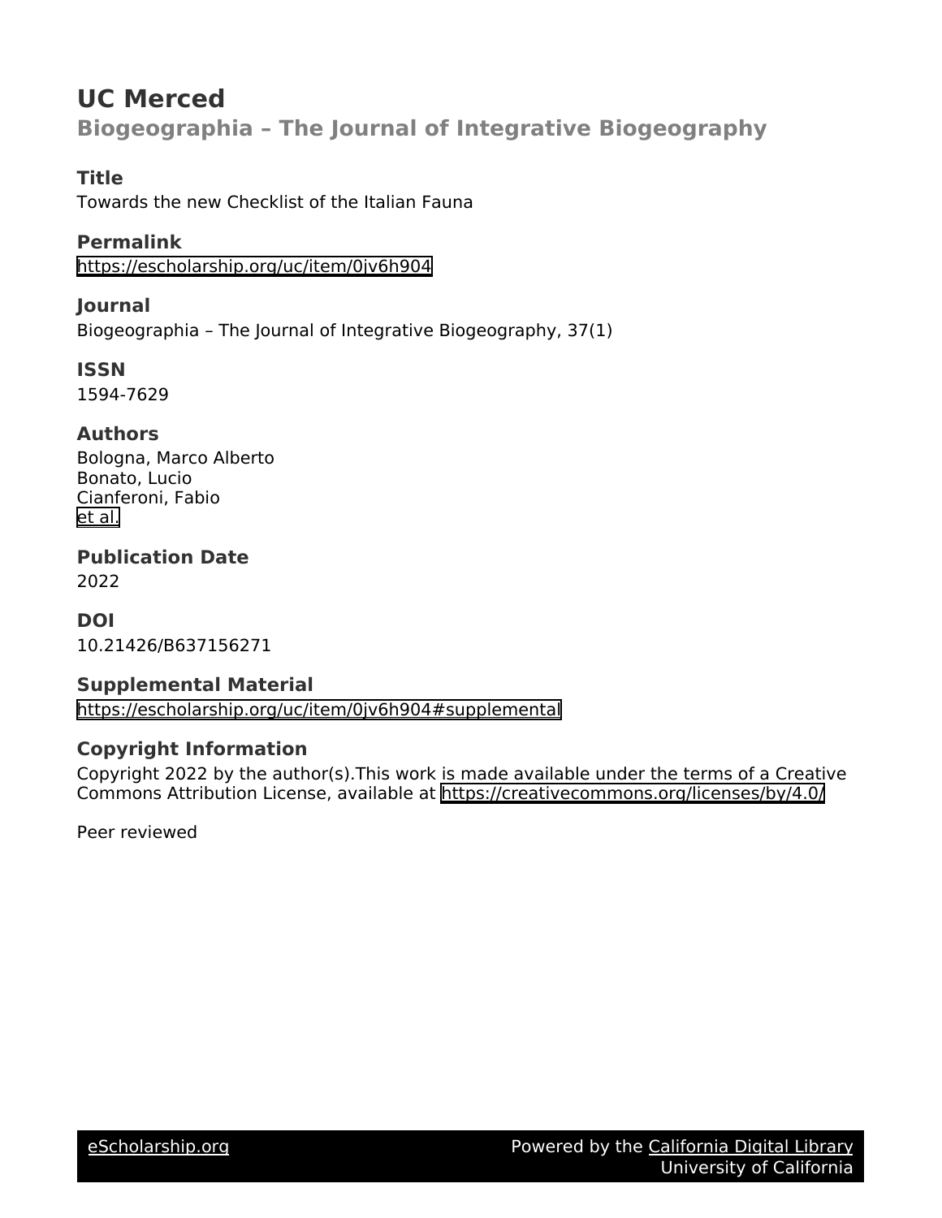# UC Merced

## Biogeographia – The Journal of Integrative Biogeography

### Title

Towards the new Checklist of the Italian Fauna

### Permalink

https://escholarship.org/uc/item/0jv6h904

### Journal

Biogeographia – The Journal of Integrative Biogeography, 37(1)

### ISSN

1594-7629

### Authors

Bologna, Marco Alberto
Bonato, Lucio
Cianferoni, Fabio
et al.

### Publication Date

2022

### DOI

10.21426/B637156271

### Supplemental Material

https://escholarship.org/uc/item/0jv6h904#supplemental

### Copyright Information

Copyright 2022 by the author(s).This work is made available under the terms of a Creative Commons Attribution License, available at https://creativecommons.org/licenses/by/4.0/

Peer reviewed

eScholarship.org Powered by the California Digital Library
University of California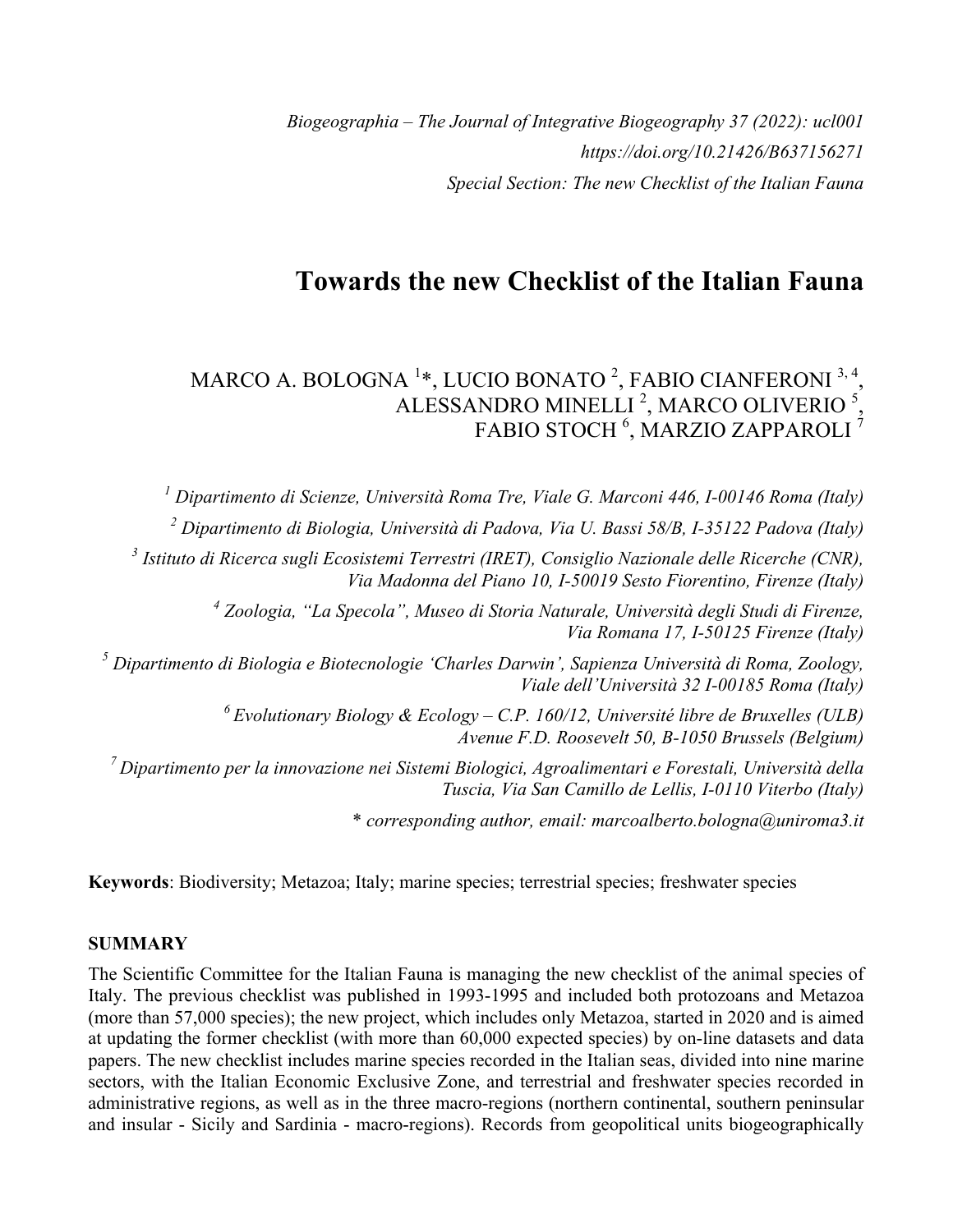*Biogeographia – The Journal of Integrative Biogeography 37 (2022): ucl001*
*https://doi.org/10.21426/B637156271*
*Special Section: The new Checklist of the Italian Fauna*

# Towards the new Checklist of the Italian Fauna

MARCO A. BOLOGNA [1]*, LUCIO BONATO [2], FABIO CIANFERONI [3, 4], ALESSANDRO MINELLI [2], MARCO OLIVERIO [5], FABIO STOCH [6], MARZIO ZAPPAROLI [7]

[1] *Dipartimento di Scienze, Università Roma Tre, Viale G. Marconi 446, I-00146 Roma (Italy)*

[2] *Dipartimento di Biologia, Università di Padova, Via U. Bassi 58/B, I-35122 Padova (Italy)*

[3] *Istituto di Ricerca sugli Ecosistemi Terrestri (IRET), Consiglio Nazionale delle Ricerche (CNR), Via Madonna del Piano 10, I-50019 Sesto Fiorentino, Firenze (Italy)*

[4] *Zoologia, "La Specola", Museo di Storia Naturale, Università degli Studi di Firenze, Via Romana 17, I-50125 Firenze (Italy)*

[5] *Dipartimento di Biologia e Biotecnologie 'Charles Darwin', Sapienza Università di Roma, Zoology, Viale dell'Università 32 I-00185 Roma (Italy)*

[6] *Evolutionary Biology & Ecology – C.P. 160/12, Université libre de Bruxelles (ULB) Avenue F.D. Roosevelt 50, B-1050 Brussels (Belgium)*

[7] *Dipartimento per la innovazione nei Sistemi Biologici, Agroalimentari e Forestali, Università della Tuscia, Via San Camillo de Lellis, I-0110 Viterbo (Italy)*

\* *corresponding author, email: marcoalberto.bologna@uniroma3.it*

**Keywords**: Biodiversity; Metazoa; Italy; marine species; terrestrial species; freshwater species

## SUMMARY

The Scientific Committee for the Italian Fauna is managing the new checklist of the animal species of Italy. The previous checklist was published in 1993-1995 and included both protozoans and Metazoa (more than 57,000 species); the new project, which includes only Metazoa, started in 2020 and is aimed at updating the former checklist (with more than 60,000 expected species) by on-line datasets and data papers. The new checklist includes marine species recorded in the Italian seas, divided into nine marine sectors, with the Italian Economic Exclusive Zone, and terrestrial and freshwater species recorded in administrative regions, as well as in the three macro-regions (northern continental, southern peninsular and insular - Sicily and Sardinia - macro-regions). Records from geopolitical units biogeographically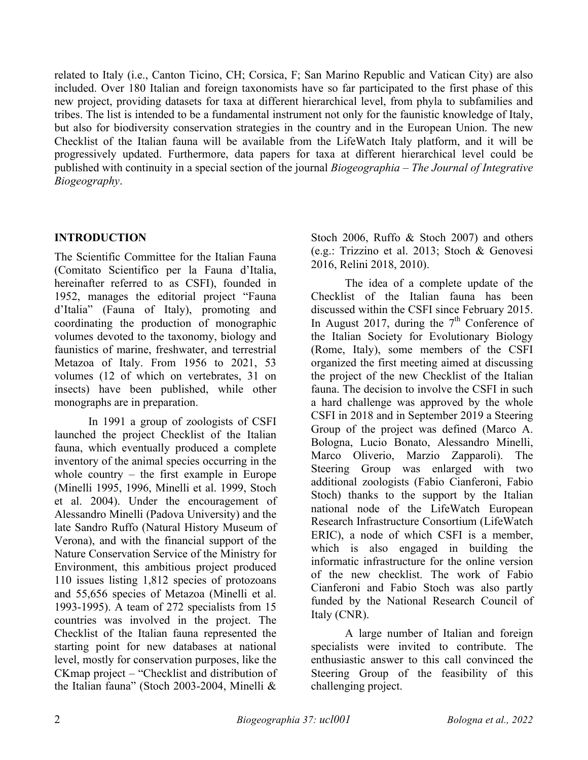related to Italy (i.e., Canton Ticino, CH; Corsica, F; San Marino Republic and Vatican City) are also included. Over 180 Italian and foreign taxonomists have so far participated to the first phase of this new project, providing datasets for taxa at different hierarchical level, from phyla to subfamilies and tribes. The list is intended to be a fundamental instrument not only for the faunistic knowledge of Italy, but also for biodiversity conservation strategies in the country and in the European Union. The new Checklist of the Italian fauna will be available from the LifeWatch Italy platform, and it will be progressively updated. Furthermore, data papers for taxa at different hierarchical level could be published with continuity in a special section of the journal *Biogeographia – The Journal of Integrative Biogeography*.

## INTRODUCTION

The Scientific Committee for the Italian Fauna (Comitato Scientifico per la Fauna d'Italia, hereinafter referred to as CSFI), founded in 1952, manages the editorial project "Fauna d'Italia" (Fauna of Italy), promoting and coordinating the production of monographic volumes devoted to the taxonomy, biology and faunistics of marine, freshwater, and terrestrial Metazoa of Italy. From 1956 to 2021, 53 volumes (12 of which on vertebrates, 31 on insects) have been published, while other monographs are in preparation.

In 1991 a group of zoologists of CSFI launched the project Checklist of the Italian fauna, which eventually produced a complete inventory of the animal species occurring in the whole country – the first example in Europe (Minelli 1995, 1996, Minelli et al. 1999, Stoch et al. 2004). Under the encouragement of Alessandro Minelli (Padova University) and the late Sandro Ruffo (Natural History Museum of Verona), and with the financial support of the Nature Conservation Service of the Ministry for Environment, this ambitious project produced 110 issues listing 1,812 species of protozoans and 55,656 species of Metazoa (Minelli et al. 1993-1995). A team of 272 specialists from 15 countries was involved in the project. The Checklist of the Italian fauna represented the starting point for new databases at national level, mostly for conservation purposes, like the CKmap project – "Checklist and distribution of the Italian fauna" (Stoch 2003-2004, Minelli & Stoch 2006, Ruffo & Stoch 2007) and others (e.g.: Trizzino et al. 2013; Stoch & Genovesi 2016, Relini 2018, 2010).

The idea of a complete update of the Checklist of the Italian fauna has been discussed within the CSFI since February 2015. In August 2017, during the 7th Conference of the Italian Society for Evolutionary Biology (Rome, Italy), some members of the CSFI organized the first meeting aimed at discussing the project of the new Checklist of the Italian fauna. The decision to involve the CSFI in such a hard challenge was approved by the whole CSFI in 2018 and in September 2019 a Steering Group of the project was defined (Marco A. Bologna, Lucio Bonato, Alessandro Minelli, Marco Oliverio, Marzio Zapparoli). The Steering Group was enlarged with two additional zoologists (Fabio Cianferoni, Fabio Stoch) thanks to the support by the Italian national node of the LifeWatch European Research Infrastructure Consortium (LifeWatch ERIC), a node of which CSFI is a member, which is also engaged in building the informatic infrastructure for the online version of the new checklist. The work of Fabio Cianferoni and Fabio Stoch was also partly funded by the National Research Council of Italy (CNR).

A large number of Italian and foreign specialists were invited to contribute. The enthusiastic answer to this call convinced the Steering Group of the feasibility of this challenging project.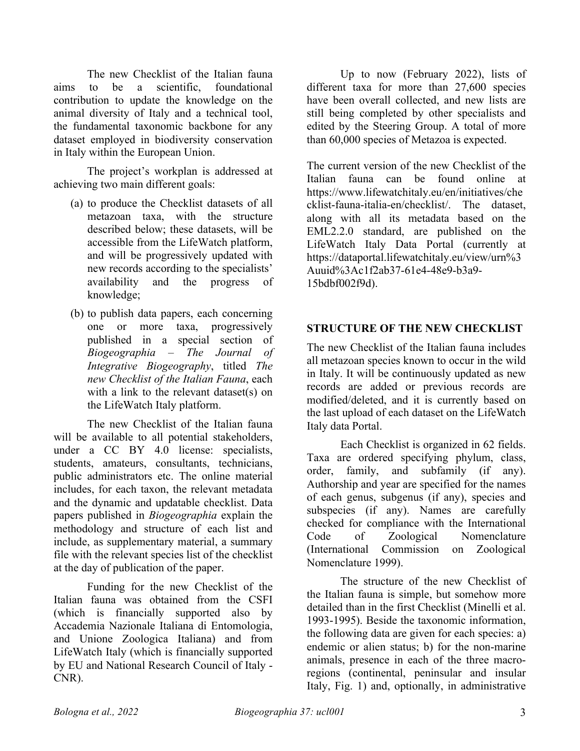The new Checklist of the Italian fauna aims to be a scientific, foundational contribution to update the knowledge on the animal diversity of Italy and a technical tool, the fundamental taxonomic backbone for any dataset employed in biodiversity conservation in Italy within the European Union.

The project's workplan is addressed at achieving two main different goals:

(a) to produce the Checklist datasets of all metazoan taxa, with the structure described below; these datasets, will be accessible from the LifeWatch platform, and will be progressively updated with new records according to the specialists' availability and the progress of knowledge;

(b) to publish data papers, each concerning one or more taxa, progressively published in a special section of *Biogeographia – The Journal of Integrative Biogeography*, titled *The new Checklist of the Italian Fauna*, each with a link to the relevant dataset(s) on the LifeWatch Italy platform.

The new Checklist of the Italian fauna will be available to all potential stakeholders, under a CC BY 4.0 license: specialists, students, amateurs, consultants, technicians, public administrators etc. The online material includes, for each taxon, the relevant metadata and the dynamic and updatable checklist. Data papers published in *Biogeographia* explain the methodology and structure of each list and include, as supplementary material, a summary file with the relevant species list of the checklist at the day of publication of the paper.

Funding for the new Checklist of the Italian fauna was obtained from the CSFI (which is financially supported also by Accademia Nazionale Italiana di Entomologia, and Unione Zoologica Italiana) and from LifeWatch Italy (which is financially supported by EU and National Research Council of Italy - CNR).

Up to now (February 2022), lists of different taxa for more than 27,600 species have been overall collected, and new lists are still being completed by other specialists and edited by the Steering Group. A total of more than 60,000 species of Metazoa is expected.

The current version of the new Checklist of the Italian fauna can be found online at https://www.lifewatchitaly.eu/en/initiatives/checklist-fauna-italia-en/checklist/. The dataset, along with all its metadata based on the EML2.2.0 standard, are published on the LifeWatch Italy Data Portal (currently at https://dataportal.lifewatchitaly.eu/view/urn%3Auuid%3Ac1f2ab37-61e4-48e9-b3a9-15bdbf002f9d).

## STRUCTURE OF THE NEW CHECKLIST

The new Checklist of the Italian fauna includes all metazoan species known to occur in the wild in Italy. It will be continuously updated as new records are added or previous records are modified/deleted, and it is currently based on the last upload of each dataset on the LifeWatch Italy data Portal.

Each Checklist is organized in 62 fields. Taxa are ordered specifying phylum, class, order, family, and subfamily (if any). Authorship and year are specified for the names of each genus, subgenus (if any), species and subspecies (if any). Names are carefully checked for compliance with the International Code of Zoological Nomenclature (International Commission on Zoological Nomenclature 1999).

The structure of the new Checklist of the Italian fauna is simple, but somehow more detailed than in the first Checklist (Minelli et al. 1993-1995). Beside the taxonomic information, the following data are given for each species: a) endemic or alien status; b) for the non-marine animals, presence in each of the three macro-regions (continental, peninsular and insular Italy, Fig. 1) and, optionally, in administrative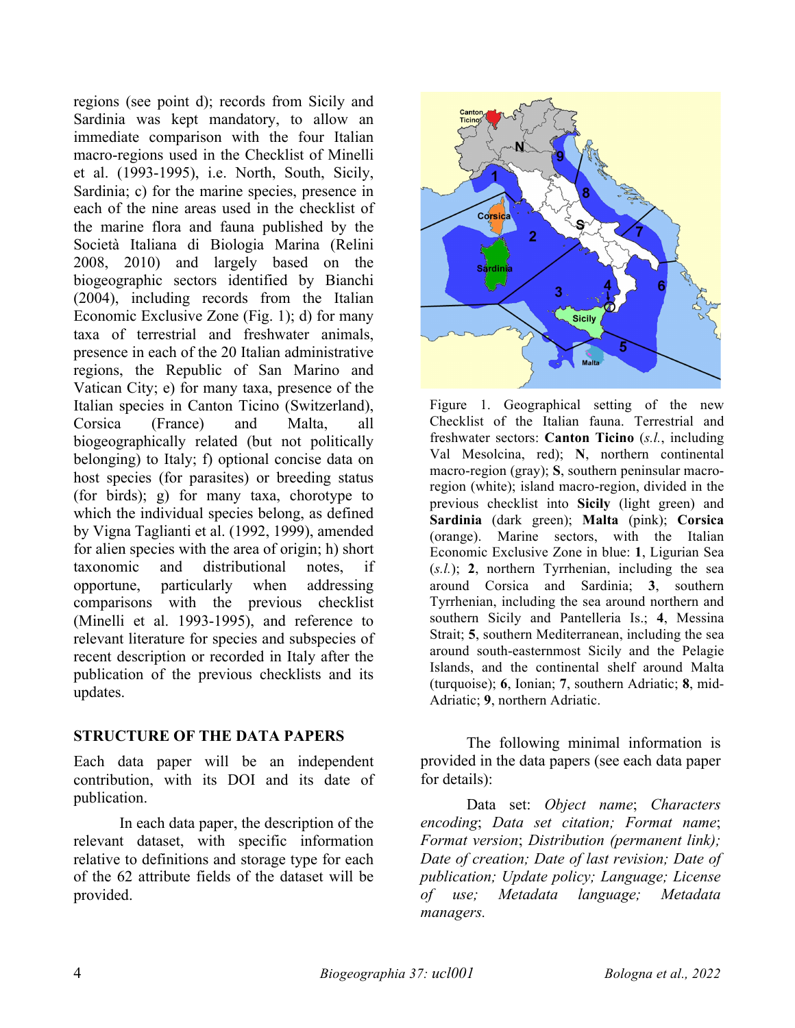regions (see point d); records from Sicily and Sardinia was kept mandatory, to allow an immediate comparison with the four Italian macro-regions used in the Checklist of Minelli et al. (1993-1995), i.e. North, South, Sicily, Sardinia; c) for the marine species, presence in each of the nine areas used in the checklist of the marine flora and fauna published by the Società Italiana di Biologia Marina (Relini 2008, 2010) and largely based on the biogeographic sectors identified by Bianchi (2004), including records from the Italian Economic Exclusive Zone (Fig. 1); d) for many taxa of terrestrial and freshwater animals, presence in each of the 20 Italian administrative regions, the Republic of San Marino and Vatican City; e) for many taxa, presence of the Italian species in Canton Ticino (Switzerland), Corsica (France) and Malta, all biogeographically related (but not politically belonging) to Italy; f) optional concise data on host species (for parasites) or breeding status (for birds); g) for many taxa, chorotype to which the individual species belong, as defined by Vigna Taglianti et al. (1992, 1999), amended for alien species with the area of origin; h) short taxonomic and distributional notes, if opportune, particularly when addressing comparisons with the previous checklist (Minelli et al. 1993-1995), and reference to relevant literature for species and subspecies of recent description or recorded in Italy after the publication of the previous checklists and its updates.

Figure 1. Geographical setting of the new Checklist of the Italian fauna. Terrestrial and freshwater sectors: **Canton Ticino** (*s.l.*, including Val Mesolcina, red); **N**, northern continental macro-region (gray); **S**, southern peninsular macro-region (white); island macro-region, divided in the previous checklist into **Sicily** (light green) and **Sardinia** (dark green); **Malta** (pink); **Corsica** (orange). Marine sectors, with the Italian Economic Exclusive Zone in blue: **1**, Ligurian Sea (*s.l.*); **2**, northern Tyrrhenian, including the sea around Corsica and Sardinia; **3**, southern Tyrrhenian, including the sea around northern and southern Sicily and Pantelleria Is.; **4**, Messina Strait; **5**, southern Mediterranean, including the sea around south-easternmost Sicily and the Pelagie Islands, and the continental shelf around Malta (turquoise); **6**, Ionian; **7**, southern Adriatic; **8**, mid-Adriatic; **9**, northern Adriatic.

## STRUCTURE OF THE DATA PAPERS

Each data paper will be an independent contribution, with its DOI and its date of publication.

In each data paper, the description of the relevant dataset, with specific information relative to definitions and storage type for each of the 62 attribute fields of the dataset will be provided.

The following minimal information is provided in the data papers (see each data paper for details):

Data set: *Object name*; *Characters encoding*; *Data set citation; Format name*; *Format version*; *Distribution (permanent link); Date of creation; Date of last revision; Date of publication; Update policy; Language; License of use; Metadata language; Metadata managers.*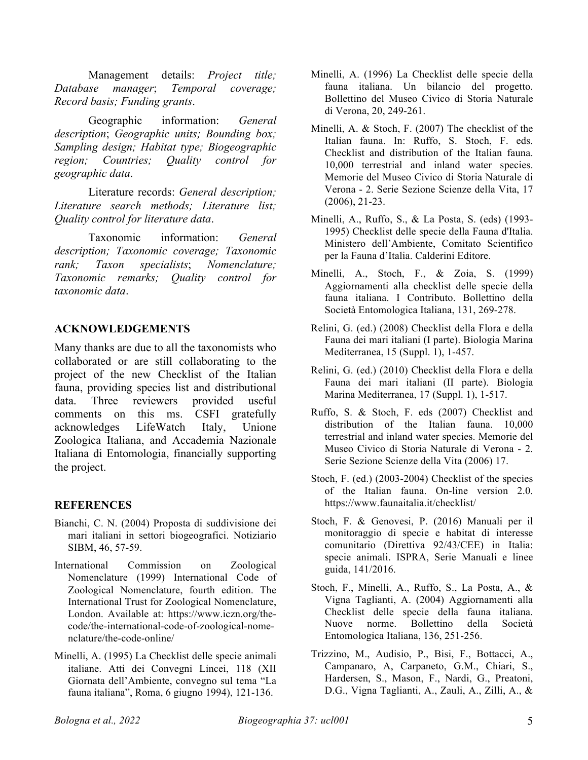Management details: *Project title; Database manager*; *Temporal coverage; Record basis; Funding grants*.

Geographic information: *General description*; *Geographic units; Bounding box; Sampling design; Habitat type; Biogeographic region; Countries; Quality control for geographic data*.

Literature records: *General description; Literature search methods; Literature list; Quality control for literature data*.

Taxonomic information: *General description; Taxonomic coverage; Taxonomic rank; Taxon specialists*; *Nomenclature; Taxonomic remarks; Quality control for taxonomic data*.

## ACKNOWLEDGEMENTS

Many thanks are due to all the taxonomists who collaborated or are still collaborating to the project of the new Checklist of the Italian fauna, providing species list and distributional data. Three reviewers provided useful comments on this ms. CSFI gratefully acknowledges LifeWatch Italy, Unione Zoologica Italiana, and Accademia Nazionale Italiana di Entomologia, financially supporting the project.

## REFERENCES

Bianchi, C. N. (2004) Proposta di suddivisione dei mari italiani in settori biogeografici. Notiziario SIBM, 46, 57-59.

International Commission on Zoological Nomenclature (1999) International Code of Zoological Nomenclature, fourth edition. The International Trust for Zoological Nomenclature, London. Available at: https://www.iczn.org/the-code/the-international-code-of-zoological-nomenclature/the-code-online/

Minelli, A. (1995) La Checklist delle specie animali italiane. Atti dei Convegni Lincei, 118 (XII Giornata dell'Ambiente, convegno sul tema "La fauna italiana", Roma, 6 giugno 1994), 121-136.

Minelli, A. (1996) La Checklist delle specie della fauna italiana. Un bilancio del progetto. Bollettino del Museo Civico di Storia Naturale di Verona, 20, 249-261.

Minelli, A. & Stoch, F. (2007) The checklist of the Italian fauna. In: Ruffo, S. Stoch, F. eds. Checklist and distribution of the Italian fauna. 10,000 terrestrial and inland water species. Memorie del Museo Civico di Storia Naturale di Verona - 2. Serie Sezione Scienze della Vita, 17 (2006), 21-23.

Minelli, A., Ruffo, S., & La Posta, S. (eds) (1993-1995) Checklist delle specie della Fauna d'Italia. Ministero dell'Ambiente, Comitato Scientifico per la Fauna d'Italia. Calderini Editore.

Minelli, A., Stoch, F., & Zoia, S. (1999) Aggiornamenti alla checklist delle specie della fauna italiana. I Contributo. Bollettino della Società Entomologica Italiana, 131, 269-278.

Relini, G. (ed.) (2008) Checklist della Flora e della Fauna dei mari italiani (I parte). Biologia Marina Mediterranea, 15 (Suppl. 1), 1-457.

Relini, G. (ed.) (2010) Checklist della Flora e della Fauna dei mari italiani (II parte). Biologia Marina Mediterranea, 17 (Suppl. 1), 1-517.

Ruffo, S. & Stoch, F. eds (2007) Checklist and distribution of the Italian fauna. 10,000 terrestrial and inland water species. Memorie del Museo Civico di Storia Naturale di Verona - 2. Serie Sezione Scienze della Vita (2006) 17.

Stoch, F. (ed.) (2003-2004) Checklist of the species of the Italian fauna. On-line version 2.0. https://www.faunaitalia.it/checklist/

Stoch, F. & Genovesi, P. (2016) Manuali per il monitoraggio di specie e habitat di interesse comunitario (Direttiva 92/43/CEE) in Italia: specie animali. ISPRA, Serie Manuali e linee guida, 141/2016.

Stoch, F., Minelli, A., Ruffo, S., La Posta, A., & Vigna Taglianti, A. (2004) Aggiornamenti alla Checklist delle specie della fauna italiana. Nuove norme. Bollettino della Società Entomologica Italiana, 136, 251-256.

Trizzino, M., Audisio, P., Bisi, F., Bottacci, A., Campanaro, A, Carpaneto, G.M., Chiari, S., Hardersen, S., Mason, F., Nardi, G., Preatoni, D.G., Vigna Taglianti, A., Zauli, A., Zilli, A., &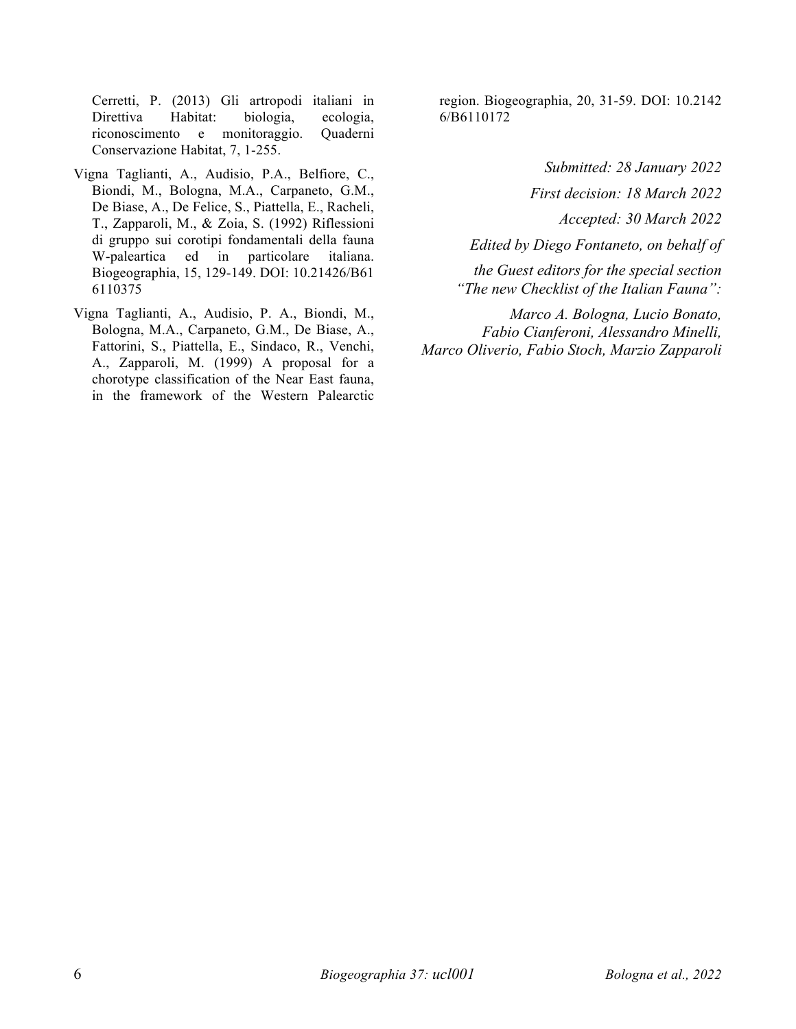Cerretti, P. (2013) Gli artropodi italiani in Direttiva Habitat: biologia, ecologia, riconoscimento e monitoraggio. Quaderni Conservazione Habitat, 7, 1-255.

Vigna Taglianti, A., Audisio, P.A., Belfiore, C., Biondi, M., Bologna, M.A., Carpaneto, G.M., De Biase, A., De Felice, S., Piattella, E., Racheli, T., Zapparoli, M., & Zoia, S. (1992) Riflessioni di gruppo sui corotipi fondamentali della fauna W-paleartica ed in particolare italiana. Biogeographia, 15, 129-149. DOI: 10.21426/B616110375

Vigna Taglianti, A., Audisio, P. A., Biondi, M., Bologna, M.A., Carpaneto, G.M., De Biase, A., Fattorini, S., Piattella, E., Sindaco, R., Venchi, A., Zapparoli, M. (1999) A proposal for a chorotype classification of the Near East fauna, in the framework of the Western Palearctic region. Biogeographia, 20, 31-59. DOI: 10.21426/B6110172

*Submitted: 28 January 2022*

*First decision: 18 March 2022*

*Accepted: 30 March 2022*

*Edited by Diego Fontaneto, on behalf of the Guest editors for the special section "The new Checklist of the Italian Fauna":*

*Marco A. Bologna, Lucio Bonato, Fabio Cianferoni, Alessandro Minelli, Marco Oliverio, Fabio Stoch, Marzio Zapparoli*